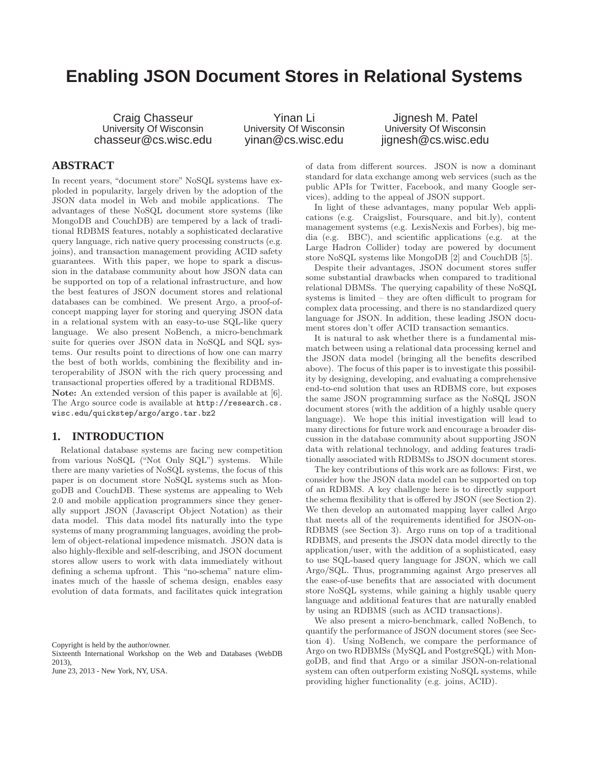# Enabling JSON Document Stores in Relational Systems

Craig Chasseur
University Of Wisconsin
chasseur@cs.wisc.edu

Yinan Li
University Of Wisconsin
yinan@cs.wisc.edu

Jignesh M. Patel
University Of Wisconsin
jignesh@cs.wisc.edu

## ABSTRACT

In recent years, "document store" NoSQL systems have exploded in popularity, largely driven by the adoption of the JSON data model in Web and mobile applications. The advantages of these NoSQL document store systems (like MongoDB and CouchDB) are tempered by a lack of traditional RDBMS features, notably a sophisticated declarative query language, rich native query processing constructs (e.g. joins), and transaction management providing ACID safety guarantees. With this paper, we hope to spark a discussion in the database community about how JSON data can be supported on top of a relational infrastructure, and how the best features of JSON document stores and relational databases can be combined. We present Argo, a proof-of-concept mapping layer for storing and querying JSON data in a relational system with an easy-to-use SQL-like query language. We also present NoBench, a micro-benchmark suite for queries over JSON data in NoSQL and SQL systems. Our results point to directions of how one can marry the best of both worlds, combining the flexibility and interoperability of JSON with the rich query processing and transactional properties offered by a traditional RDBMS.

**Note:** An extended version of this paper is available at [6]. The Argo source code is available at `http://research.cs.wisc.edu/quickstep/argo/argo.tar.bz2`

## 1. INTRODUCTION

Relational database systems are facing new competition from various NoSQL ("Not Only SQL") systems. While there are many varieties of NoSQL systems, the focus of this paper is on document store NoSQL systems such as MongoDB and CouchDB. These systems are appealing to Web 2.0 and mobile application programmers since they generally support JSON (Javascript Object Notation) as their data model. This data model fits naturally into the type systems of many programming languages, avoiding the problem of object-relational impedence mismatch. JSON data is also highly-flexible and self-describing, and JSON document stores allow users to work with data immediately without defining a schema upfront. This "no-schema" nature eliminates much of the hassle of schema design, enables easy evolution of data formats, and facilitates quick integration of data from different sources. JSON is now a dominant standard for data exchange among web services (such as the public APIs for Twitter, Facebook, and many Google services), adding to the appeal of JSON support.

In light of these advantages, many popular Web applications (e.g. Craigslist, Foursquare, and bit.ly), content management systems (e.g. LexisNexis and Forbes), big media (e.g. BBC), and scientific applications (e.g. at the Large Hadron Collider) today are powered by document store NoSQL systems like MongoDB [2] and CouchDB [5].

Despite their advantages, JSON document stores suffer some substantial drawbacks when compared to traditional relational DBMSs. The querying capability of these NoSQL systems is limited – they are often difficult to program for complex data processing, and there is no standardized query language for JSON. In addition, these leading JSON document stores don't offer ACID transaction semantics.

It is natural to ask whether there is a fundamental mismatch between using a relational data processing kernel and the JSON data model (bringing all the benefits described above). The focus of this paper is to investigate this possibility by designing, developing, and evaluating a comprehensive end-to-end solution that uses an RDBMS core, but exposes the same JSON programming surface as the NoSQL JSON document stores (with the addition of a highly usable query language). We hope this initial investigation will lead to many directions for future work and encourage a broader discussion in the database community about supporting JSON data with relational technology, and adding features traditionally associated with RDBMSs to JSON document stores.

The key contributions of this work are as follows: First, we consider how the JSON data model can be supported on top of an RDBMS. A key challenge here is to directly support the schema flexibility that is offered by JSON (see Section 2). We then develop an automated mapping layer called Argo that meets all of the requirements identified for JSON-on-RDBMS (see Section 3). Argo runs on top of a traditional RDBMS, and presents the JSON data model directly to the application/user, with the addition of a sophisticated, easy to use SQL-based query language for JSON, which we call Argo/SQL. Thus, programming against Argo preserves all the ease-of-use benefits that are associated with document store NoSQL systems, while gaining a highly usable query language and additional features that are naturally enabled by using an RDBMS (such as ACID transactions).

We also present a micro-benchmark, called NoBench, to quantify the performance of JSON document stores (see Section 4). Using NoBench, we compare the performance of Argo on two RDBMSs (MySQL and PostgreSQL) with MongoDB, and find that Argo or a similar JSON-on-relational system can often outperform existing NoSQL systems, while providing higher functionality (e.g. joins, ACID).

Copyright is held by the author/owner.
Sixteenth International Workshop on the Web and Databases (WebDB 2013),
June 23, 2013 - New York, NY, USA.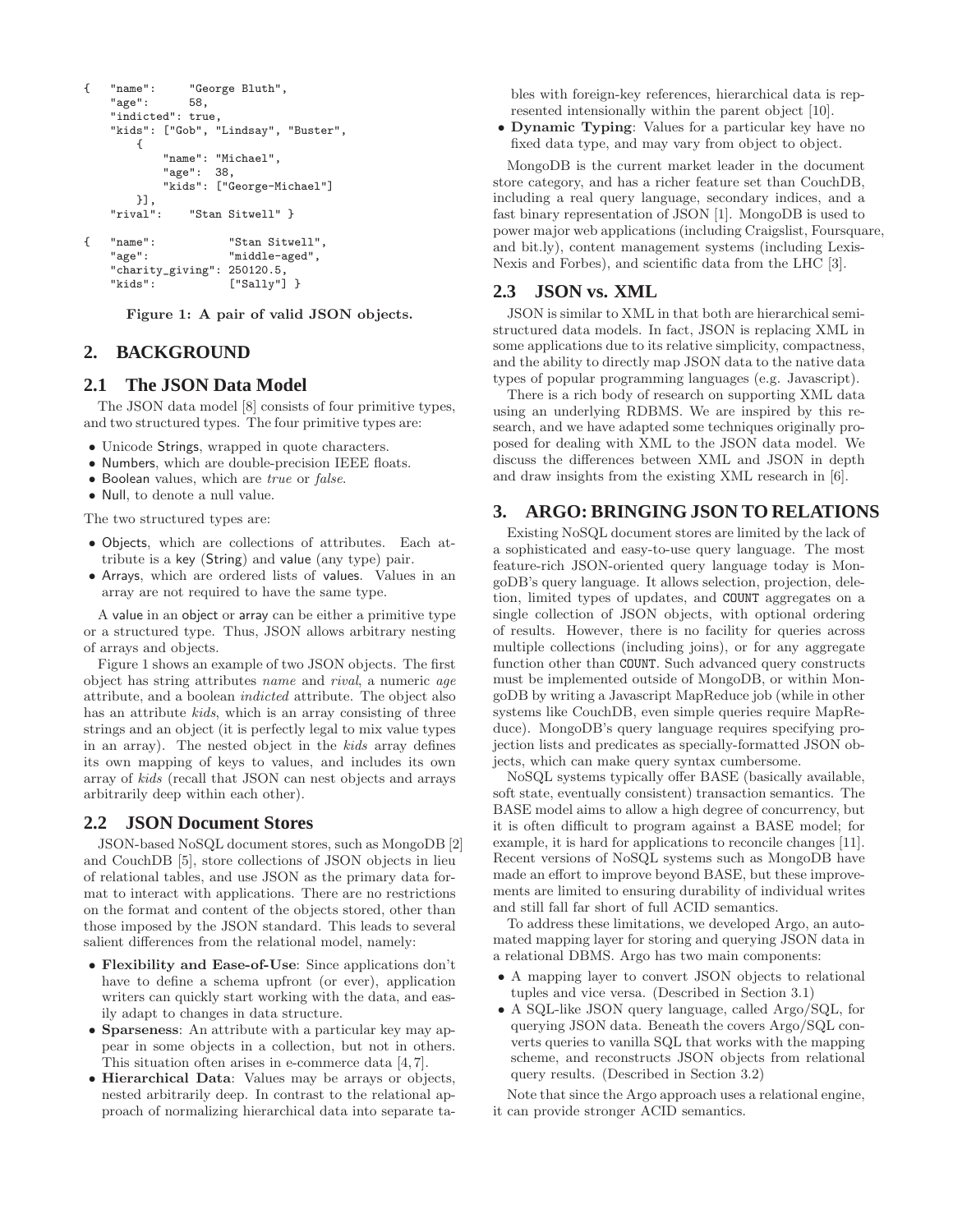```
{   "name":     "George Bluth",
    "age":      58,
    "indicted": true,
    "kids": ["Gob", "Lindsay", "Buster",
        {
            "name": "Michael",
            "age":  38,
            "kids": ["George-Michael"]
        }],
    "rival":    "Stan Sitwell" }

{   "name":           "Stan Sitwell",
    "age":            "middle-aged",
    "charity_giving": 250120.5,
    "kids":           ["Sally"] }
```

**Figure 1: A pair of valid JSON objects.**

## 2. BACKGROUND

### 2.1 The JSON Data Model

The JSON data model [8] consists of four primitive types, and two structured types. The four primitive types are:

- Unicode Strings, wrapped in quote characters.
- Numbers, which are double-precision IEEE floats.
- Boolean values, which are *true* or *false*.
- Null, to denote a null value.

The two structured types are:

- Objects, which are collections of attributes. Each attribute is a key (String) and value (any type) pair.
- Arrays, which are ordered lists of values. Values in an array are not required to have the same type.

A value in an object or array can be either a primitive type or a structured type. Thus, JSON allows arbitrary nesting of arrays and objects.

Figure 1 shows an example of two JSON objects. The first object has string attributes *name* and *rival*, a numeric *age* attribute, and a boolean *indicted* attribute. The object also has an attribute *kids*, which is an array consisting of three strings and an object (it is perfectly legal to mix value types in an array). The nested object in the *kids* array defines its own mapping of keys to values, and includes its own array of *kids* (recall that JSON can nest objects and arrays arbitrarily deep within each other).

### 2.2 JSON Document Stores

JSON-based NoSQL document stores, such as MongoDB [2] and CouchDB [5], store collections of JSON objects in lieu of relational tables, and use JSON as the primary data format to interact with applications. There are no restrictions on the format and content of the objects stored, other than those imposed by the JSON standard. This leads to several salient differences from the relational model, namely:

- **Flexibility and Ease-of-Use**: Since applications don't have to define a schema upfront (or ever), application writers can quickly start working with the data, and easily adapt to changes in data structure.
- **Sparseness**: An attribute with a particular key may appear in some objects in a collection, but not in others. This situation often arises in e-commerce data [4, 7].
- **Hierarchical Data**: Values may be arrays or objects, nested arbitrarily deep. In contrast to the relational approach of normalizing hierarchical data into separate tables with foreign-key references, hierarchical data is represented intensionally within the parent object [10].
- **Dynamic Typing**: Values for a particular key have no fixed data type, and may vary from object to object.

MongoDB is the current market leader in the document store category, and has a richer feature set than CouchDB, including a real query language, secondary indices, and a fast binary representation of JSON [1]. MongoDB is used to power major web applications (including Craigslist, Foursquare, and bit.ly), content management systems (including LexisNexis and Forbes), and scientific data from the LHC [3].

### 2.3 JSON vs. XML

JSON is similar to XML in that both are hierarchical semistructured data models. In fact, JSON is replacing XML in some applications due to its relative simplicity, compactness, and the ability to directly map JSON data to the native data types of popular programming languages (e.g. Javascript).

There is a rich body of research on supporting XML data using an underlying RDBMS. We are inspired by this research, and we have adapted some techniques originally proposed for dealing with XML to the JSON data model. We discuss the differences between XML and JSON in depth and draw insights from the existing XML research in [6].

## 3. ARGO: BRINGING JSON TO RELATIONS

Existing NoSQL document stores are limited by the lack of a sophisticated and easy-to-use query language. The most feature-rich JSON-oriented query language today is MongoDB's query language. It allows selection, projection, deletion, limited types of updates, and COUNT aggregates on a single collection of JSON objects, with optional ordering of results. However, there is no facility for queries across multiple collections (including joins), or for any aggregate function other than COUNT. Such advanced query constructs must be implemented outside of MongoDB, or within MongoDB by writing a Javascript MapReduce job (while in other systems like CouchDB, even simple queries require MapReduce). MongoDB's query language requires specifying projection lists and predicates as specially-formatted JSON objects, which can make query syntax cumbersome.

NoSQL systems typically offer BASE (basically available, soft state, eventually consistent) transaction semantics. The BASE model aims to allow a high degree of concurrency, but it is often difficult to program against a BASE model; for example, it is hard for applications to reconcile changes [11]. Recent versions of NoSQL systems such as MongoDB have made an effort to improve beyond BASE, but these improvements are limited to ensuring durability of individual writes and still fall far short of full ACID semantics.

To address these limitations, we developed Argo, an automated mapping layer for storing and querying JSON data in a relational DBMS. Argo has two main components:

- A mapping layer to convert JSON objects to relational tuples and vice versa. (Described in Section 3.1)
- A SQL-like JSON query language, called Argo/SQL, for querying JSON data. Beneath the covers Argo/SQL converts queries to vanilla SQL that works with the mapping scheme, and reconstructs JSON objects from relational query results. (Described in Section 3.2)

Note that since the Argo approach uses a relational engine, it can provide stronger ACID semantics.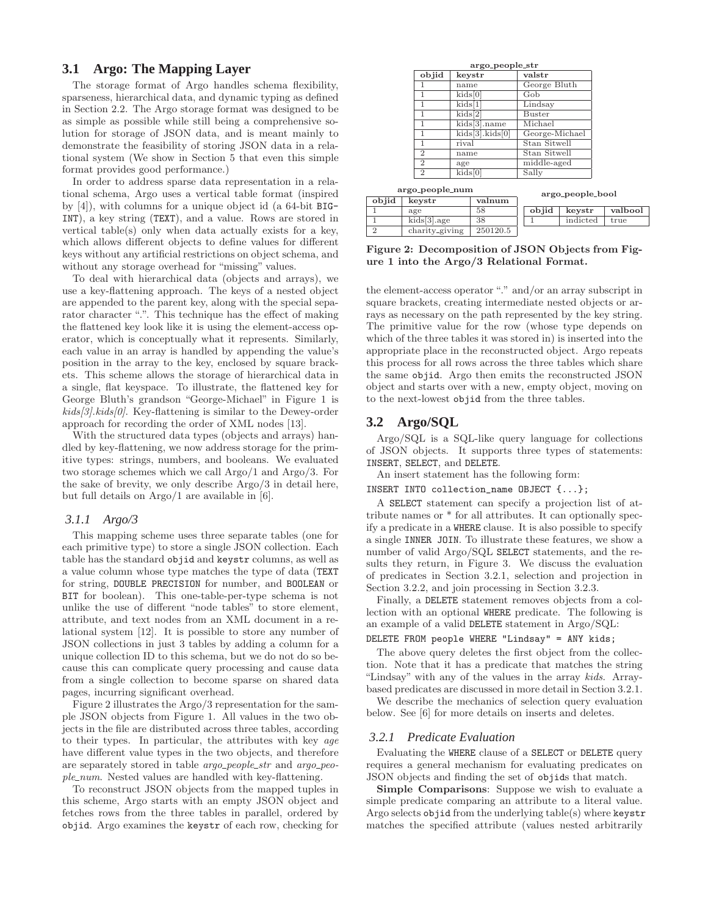### 3.1 Argo: The Mapping Layer

The storage format of Argo handles schema flexibility, sparseness, hierarchical data, and dynamic typing as defined in Section 2.2. The Argo storage format was designed to be as simple as possible while still being a comprehensive solution for storage of JSON data, and is meant mainly to demonstrate the feasibility of storing JSON data in a relational system (We show in Section 5 that even this simple format provides good performance.)

In order to address sparse data representation in a relational schema, Argo uses a vertical table format (inspired by [4]), with columns for a unique object id (a 64-bit BIGINT), a key string (TEXT), and a value. Rows are stored in vertical table(s) only when data actually exists for a key, which allows different objects to define values for different keys without any artificial restrictions on object schema, and without any storage overhead for "missing" values.

To deal with hierarchical data (objects and arrays), we use a key-flattening approach. The keys of a nested object are appended to the parent key, along with the special separator character ".". This technique has the effect of making the flattened key look like it is using the element-access operator, which is conceptually what it represents. Similarly, each value in an array is handled by appending the value's position in the array to the key, enclosed by square brackets. This scheme allows the storage of hierarchical data in a single, flat keyspace. To illustrate, the flattened key for George Bluth's grandson "George-Michael" in Figure 1 is *kids[3].kids[0]*. Key-flattening is similar to the Dewey-order approach for recording the order of XML nodes [13].

With the structured data types (objects and arrays) handled by key-flattening, we now address storage for the primitive types: strings, numbers, and booleans. We evaluated two storage schemes which we call Argo/1 and Argo/3. For the sake of brevity, we only describe Argo/3 in detail here, but full details on Argo/1 are available in [6].

#### 3.1.1 Argo/3

This mapping scheme uses three separate tables (one for each primitive type) to store a single JSON collection. Each table has the standard objid and keystr columns, as well as a value column whose type matches the type of data (TEXT for string, DOUBLE PRECISION for number, and BOOLEAN or BIT for boolean). This one-table-per-type schema is not unlike the use of different "node tables" to store element, attribute, and text nodes from an XML document in a relational system [12]. It is possible to store any number of JSON collections in just 3 tables by adding a column for a unique collection ID to this schema, but we do not do so because this can complicate query processing and cause data from a single collection to become sparse on shared data pages, incurring significant overhead.

Figure 2 illustrates the Argo/3 representation for the sample JSON objects from Figure 1. All values in the two objects in the file are distributed across three tables, according to their types. In particular, the attributes with key *age* have different value types in the two objects, and therefore are separately stored in table *argo_people_str* and *argo_people_num*. Nested values are handled with key-flattening.

To reconstruct JSON objects from the mapped tuples in this scheme, Argo starts with an empty JSON object and fetches rows from the three tables in parallel, ordered by objid. Argo examines the keystr of each row, checking for the element-access operator "." and/or an array subscript in square brackets, creating intermediate nested objects or arrays as necessary on the path represented by the key string. The primitive value for the row (whose type depends on which of the three tables it was stored in) is inserted into the appropriate place in the reconstructed object. Argo repeats this process for all rows across the three tables which share the same objid. Argo then emits the reconstructed JSON object and starts over with a new, empty object, moving on to the next-lowest objid from the three tables.

**argo_people_str**

| objid | keystr | valstr |
|---|---|---|
| 1 | name | George Bluth |
| 1 | kids[0] | Gob |
| 1 | kids[1] | Lindsay |
| 1 | kids[2] | Buster |
| 1 | kids[3].name | Michael |
| 1 | kids[3].kids[0] | George-Michael |
| 1 | rival | Stan Sitwell |
| 2 | name | Stan Sitwell |
| 2 | age | middle-aged |
| 2 | kids[0] | Sally |

**argo_people_num**

| objid | keystr | valnum |
|---|---|---|
| 1 | age | 58 |
| 1 | kids[3].age | 38 |
| 2 | charity_giving | 250120.5 |

**argo_people_bool**

| objid | keystr | valbool |
|---|---|---|
| 1 | indicted | true |

**Figure 2: Decomposition of JSON Objects from Figure 1 into the Argo/3 Relational Format.**

### 3.2 Argo/SQL

Argo/SQL is a SQL-like query language for collections of JSON objects. It supports three types of statements: INSERT, SELECT, and DELETE.

An insert statement has the following form:

```
INSERT INTO collection_name OBJECT {...};
```

A SELECT statement can specify a projection list of attribute names or * for all attributes. It can optionally specify a predicate in a WHERE clause. It is also possible to specify a single INNER JOIN. To illustrate these features, we show a number of valid Argo/SQL SELECT statements, and the results they return, in Figure 3. We discuss the evaluation of predicates in Section 3.2.1, selection and projection in Section 3.2.2, and join processing in Section 3.2.3.

Finally, a DELETE statement removes objects from a collection with an optional WHERE predicate. The following is an example of a valid DELETE statement in Argo/SQL:

```
DELETE FROM people WHERE "Lindsay" = ANY kids;
```

The above query deletes the first object from the collection. Note that it has a predicate that matches the string "Lindsay" with any of the values in the array *kids*. Array-based predicates are discussed in more detail in Section 3.2.1.

We describe the mechanics of selection query evaluation below. See [6] for more details on inserts and deletes.

#### 3.2.1 Predicate Evaluation

Evaluating the WHERE clause of a SELECT or DELETE query requires a general mechanism for evaluating predicates on JSON objects and finding the set of objids that match.

**Simple Comparisons**: Suppose we wish to evaluate a simple predicate comparing an attribute to a literal value. Argo selects objid from the underlying table(s) where keystr matches the specified attribute (values nested arbitrarily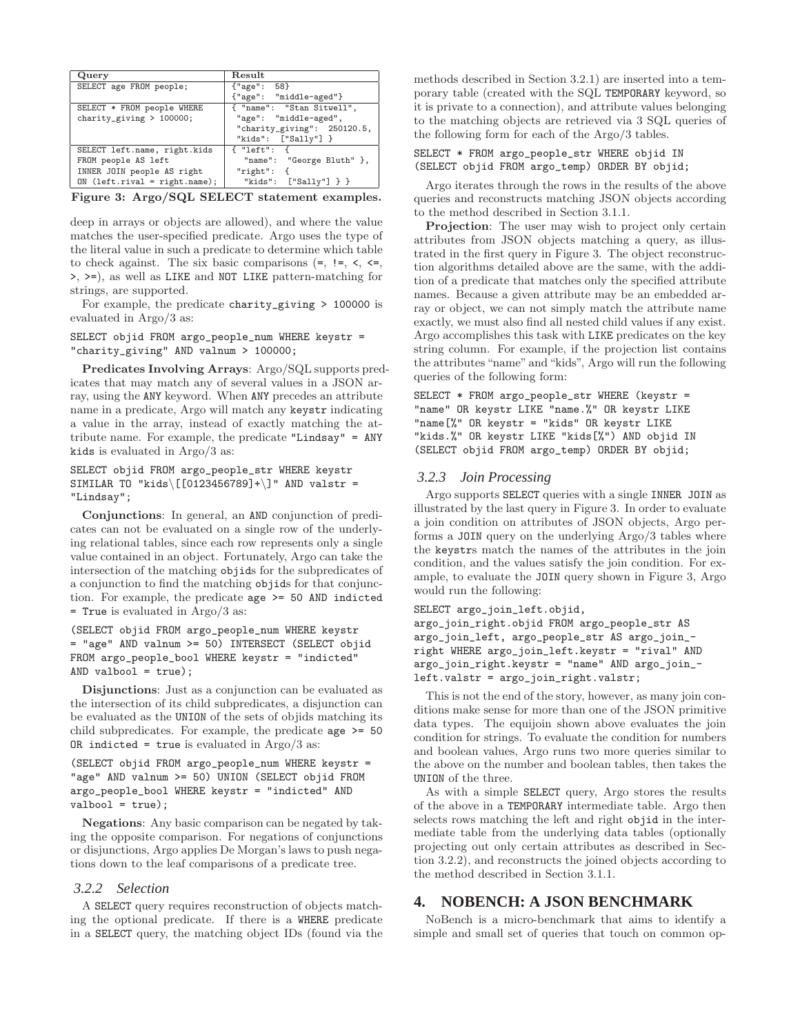| Query | Result |
|---|---|
| SELECT age FROM people; | {"age": 58}<br>{"age": "middle-aged"} |
| SELECT * FROM people WHERE charity_giving > 100000; | { "name": "Stan Sitwell",<br>"age": "middle-aged",<br>"charity_giving": 250120.5,<br>"kids": ["Sally"] } |
| SELECT left.name, right.kids FROM people AS left INNER JOIN people AS right ON (left.rival = right.name); | { "left": {<br>"name": "George Bluth" },<br>"right": {<br>"kids": ["Sally"] } } |

**Figure 3: Argo/SQL SELECT statement examples.**

deep in arrays or objects are allowed), and where the value matches the user-specified predicate. Argo uses the type of the literal value in such a predicate to determine which table to check against. The six basic comparisons (=, !=, <, <=, >, >=), as well as LIKE and NOT LIKE pattern-matching for strings, are supported.

For example, the predicate `charity_giving > 100000` is evaluated in Argo/3 as:

```
SELECT objid FROM argo_people_num WHERE keystr =
"charity_giving" AND valnum > 100000;
```

**Predicates Involving Arrays**: Argo/SQL supports predicates that may match any of several values in a JSON array, using the ANY keyword. When ANY precedes an attribute name in a predicate, Argo will match any keystr indicating a value in the array, instead of exactly matching the attribute name. For example, the predicate `"Lindsay" = ANY kids` is evaluated in Argo/3 as:

```
SELECT objid FROM argo_people_str WHERE keystr
SIMILAR TO "kids\[[0123456789]+\]" AND valstr =
"Lindsay";
```

**Conjunctions**: In general, an AND conjunction of predicates can not be evaluated on a single row of the underlying relational tables, since each row represents only a single value contained in an object. Fortunately, Argo can take the intersection of the matching objids for the subpredicates of a conjunction to find the matching objids for that conjunction. For example, the predicate `age >= 50 AND indicted = True` is evaluated in Argo/3 as:

```
(SELECT objid FROM argo_people_num WHERE keystr
= "age" AND valnum >= 50) INTERSECT (SELECT objid
FROM argo_people_bool WHERE keystr = "indicted"
AND valbool = true);
```

**Disjunctions**: Just as a conjunction can be evaluated as the intersection of its child subpredicates, a disjunction can be evaluated as the UNION of the sets of objids matching its child subpredicates. For example, the predicate `age >= 50 OR indicted = true` is evaluated in Argo/3 as:

```
(SELECT objid FROM argo_people_num WHERE keystr =
"age" AND valnum >= 50) UNION (SELECT objid FROM
argo_people_bool WHERE keystr = "indicted" AND
valbool = true);
```

**Negations**: Any basic comparison can be negated by taking the opposite comparison. For negations of conjunctions or disjunctions, Argo applies De Morgan's laws to push negations down to the leaf comparisons of a predicate tree.

### 3.2.2 Selection

A SELECT query requires reconstruction of objects matching the optional predicate. If there is a WHERE predicate in a SELECT query, the matching object IDs (found via the methods described in Section 3.2.1) are inserted into a temporary table (created with the SQL TEMPORARY keyword, so it is private to a connection), and attribute values belonging to the matching objects are retrieved via 3 SQL queries of the following form for each of the Argo/3 tables.

```
SELECT * FROM argo_people_str WHERE objid IN
(SELECT objid FROM argo_temp) ORDER BY objid;
```

Argo iterates through the rows in the results of the above queries and reconstructs matching JSON objects according to the method described in Section 3.1.1.

**Projection**: The user may wish to project only certain attributes from JSON objects matching a query, as illustrated in the first query in Figure 3. The object reconstruction algorithms detailed above are the same, with the addition of a predicate that matches only the specified attribute names. Because a given attribute may be an embedded array or object, we can not simply match the attribute name exactly, we must also find all nested child values if any exist. Argo accomplishes this task with LIKE predicates on the key string column. For example, if the projection list contains the attributes "name" and "kids", Argo will run the following queries of the following form:

```
SELECT * FROM argo_people_str WHERE (keystr =
"name" OR keystr LIKE "name.%" OR keystr LIKE
"name[%" OR keystr = "kids" OR keystr LIKE
"kids.%" OR keystr LIKE "kids[%") AND objid IN
(SELECT objid FROM argo_temp) ORDER BY objid;
```

### 3.2.3 Join Processing

Argo supports SELECT queries with a single INNER JOIN as illustrated by the last query in Figure 3. In order to evaluate a join condition on attributes of JSON objects, Argo performs a JOIN query on the underlying Argo/3 tables where the keystrs match the names of the attributes in the join condition, and the values satisfy the join condition. For example, to evaluate the JOIN query shown in Figure 3, Argo would run the following:

```
SELECT argo_join_left.objid,
argo_join_right.objid FROM argo_people_str AS
argo_join_left, argo_people_str AS argo_join_-
right WHERE argo_join_left.keystr = "rival" AND
argo_join_right.keystr = "name" AND argo_join_-
left.valstr = argo_join_right.valstr;
```

This is not the end of the story, however, as many join conditions make sense for more than one of the JSON primitive data types. The equijoin shown above evaluates the join condition for strings. To evaluate the condition for numbers and boolean values, Argo runs two more queries similar to the above on the number and boolean tables, then takes the UNION of the three.

As with a simple SELECT query, Argo stores the results of the above in a TEMPORARY intermediate table. Argo then selects rows matching the left and right objid in the intermediate table from the underlying data tables (optionally projecting out only certain attributes as described in Section 3.2.2), and reconstructs the joined objects according to the method described in Section 3.1.1.

## 4. NOBENCH: A JSON BENCHMARK

NoBench is a micro-benchmark that aims to identify a simple and small set of queries that touch on common op-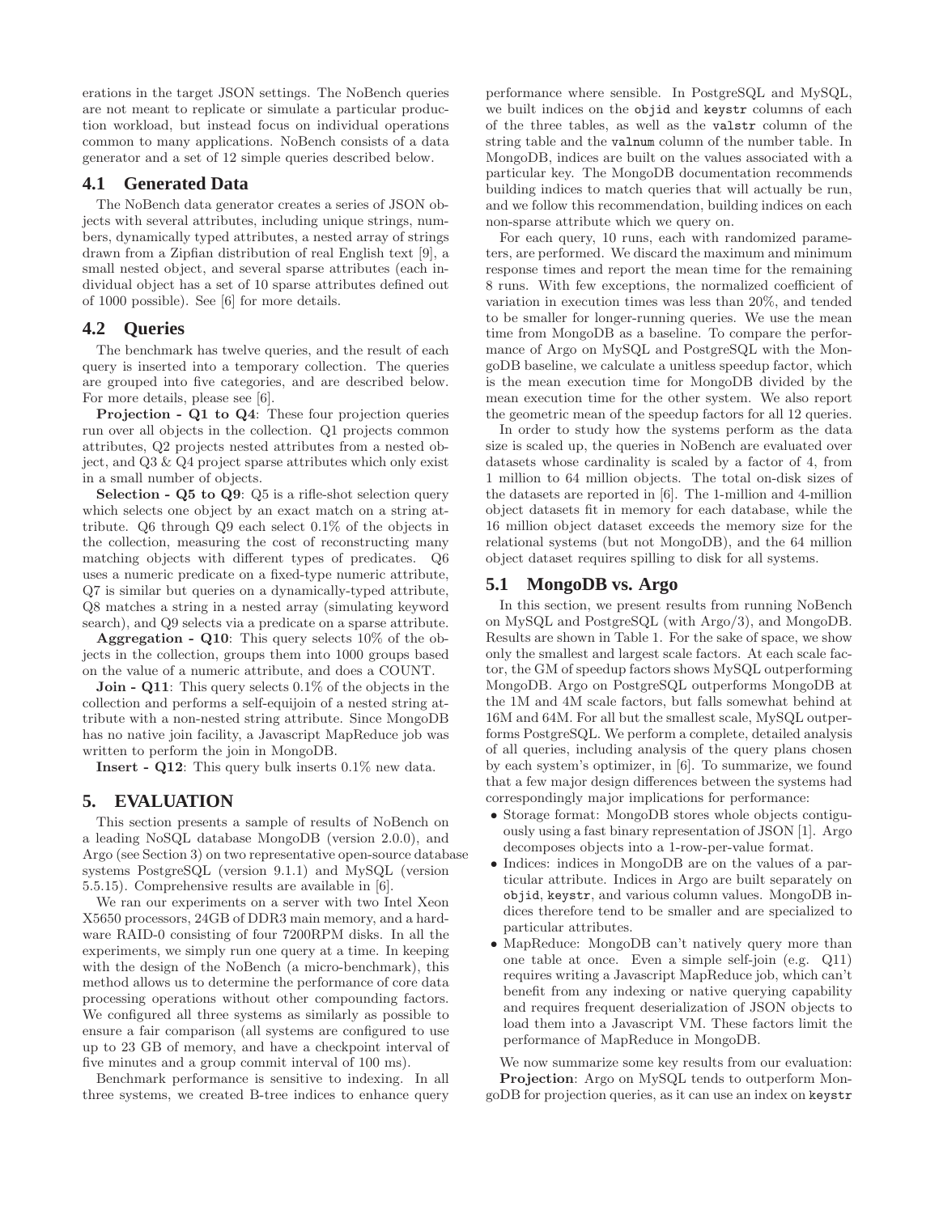erations in the target JSON settings. The NoBench queries are not meant to replicate or simulate a particular production workload, but instead focus on individual operations common to many applications. NoBench consists of a data generator and a set of 12 simple queries described below.

### 4.1 Generated Data

The NoBench data generator creates a series of JSON objects with several attributes, including unique strings, numbers, dynamically typed attributes, a nested array of strings drawn from a Zipfian distribution of real English text [9], a small nested object, and several sparse attributes (each individual object has a set of 10 sparse attributes defined out of 1000 possible). See [6] for more details.

### 4.2 Queries

The benchmark has twelve queries, and the result of each query is inserted into a temporary collection. The queries are grouped into five categories, and are described below. For more details, please see [6].

**Projection - Q1 to Q4**: These four projection queries run over all objects in the collection. Q1 projects common attributes, Q2 projects nested attributes from a nested object, and Q3 & Q4 project sparse attributes which only exist in a small number of objects.

**Selection - Q5 to Q9**: Q5 is a rifle-shot selection query which selects one object by an exact match on a string attribute. Q6 through Q9 each select 0.1% of the objects in the collection, measuring the cost of reconstructing many matching objects with different types of predicates. Q6 uses a numeric predicate on a fixed-type numeric attribute, Q7 is similar but queries on a dynamically-typed attribute, Q8 matches a string in a nested array (simulating keyword search), and Q9 selects via a predicate on a sparse attribute.

**Aggregation - Q10**: This query selects 10% of the objects in the collection, groups them into 1000 groups based on the value of a numeric attribute, and does a COUNT.

**Join - Q11**: This query selects 0.1% of the objects in the collection and performs a self-equijoin of a nested string attribute with a non-nested string attribute. Since MongoDB has no native join facility, a Javascript MapReduce job was written to perform the join in MongoDB.

**Insert - Q12**: This query bulk inserts 0.1% new data.

## 5. EVALUATION

This section presents a sample of results of NoBench on a leading NoSQL database MongoDB (version 2.0.0), and Argo (see Section 3) on two representative open-source database systems PostgreSQL (version 9.1.1) and MySQL (version 5.5.15). Comprehensive results are available in [6].

We ran our experiments on a server with two Intel Xeon X5650 processors, 24GB of DDR3 main memory, and a hardware RAID-0 consisting of four 7200RPM disks. In all the experiments, we simply run one query at a time. In keeping with the design of the NoBench (a micro-benchmark), this method allows us to determine the performance of core data processing operations without other compounding factors. We configured all three systems as similarly as possible to ensure a fair comparison (all systems are configured to use up to 23 GB of memory, and have a checkpoint interval of five minutes and a group commit interval of 100 ms).

Benchmark performance is sensitive to indexing. In all three systems, we created B-tree indices to enhance query performance where sensible. In PostgreSQL and MySQL, we built indices on the `objid` and `keystr` columns of each of the three tables, as well as the `valstr` column of the string table and the `valnum` column of the number table. In MongoDB, indices are built on the values associated with a particular key. The MongoDB documentation recommends building indices to match queries that will actually be run, and we follow this recommendation, building indices on each non-sparse attribute which we query on.

For each query, 10 runs, each with randomized parameters, are performed. We discard the maximum and minimum response times and report the mean time for the remaining 8 runs. With few exceptions, the normalized coefficient of variation in execution times was less than 20%, and tended to be smaller for longer-running queries. We use the mean time from MongoDB as a baseline. To compare the performance of Argo on MySQL and PostgreSQL with the MongoDB baseline, we calculate a unitless speedup factor, which is the mean execution time for MongoDB divided by the mean execution time for the other system. We also report the geometric mean of the speedup factors for all 12 queries.

In order to study how the systems perform as the data size is scaled up, the queries in NoBench are evaluated over datasets whose cardinality is scaled by a factor of 4, from 1 million to 64 million objects. The total on-disk sizes of the datasets are reported in [6]. The 1-million and 4-million object datasets fit in memory for each database, while the 16 million object dataset exceeds the memory size for the relational systems (but not MongoDB), and the 64 million object dataset requires spilling to disk for all systems.

### 5.1 MongoDB vs. Argo

In this section, we present results from running NoBench on MySQL and PostgreSQL (with Argo/3), and MongoDB. Results are shown in Table 1. For the sake of space, we show only the smallest and largest scale factors. At each scale factor, the GM of speedup factors shows MySQL outperforming MongoDB. Argo on PostgreSQL outperforms MongoDB at the 1M and 4M scale factors, but falls somewhat behind at 16M and 64M. For all but the smallest scale, MySQL outperforms PostgreSQL. We perform a complete, detailed analysis of all queries, including analysis of the query plans chosen by each system's optimizer, in [6]. To summarize, we found that a few major design differences between the systems had correspondingly major implications for performance:

- Storage format: MongoDB stores whole objects contiguously using a fast binary representation of JSON [1]. Argo decomposes objects into a 1-row-per-value format.
- Indices: indices in MongoDB are on the values of a particular attribute. Indices in Argo are built separately on `objid`, `keystr`, and various column values. MongoDB indices therefore tend to be smaller and are specialized to particular attributes.
- MapReduce: MongoDB can't natively query more than one table at once. Even a simple self-join (e.g. Q11) requires writing a Javascript MapReduce job, which can't benefit from any indexing or native querying capability and requires frequent deserialization of JSON objects to load them into a Javascript VM. These factors limit the performance of MapReduce in MongoDB.

We now summarize some key results from our evaluation:

**Projection**: Argo on MySQL tends to outperform MongoDB for projection queries, as it can use an index on `keystr`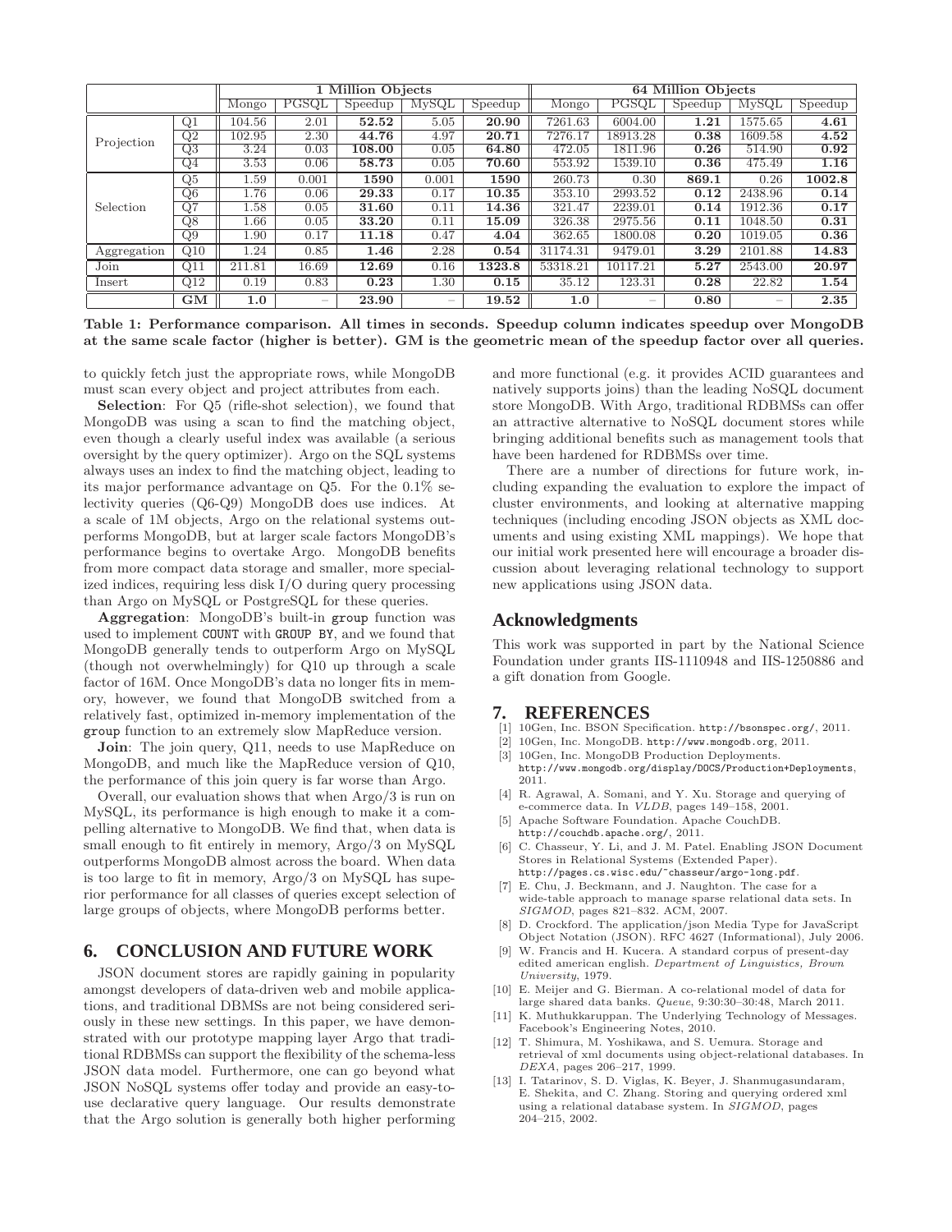| | | 1 Million Objects | | | | | 64 Million Objects | | | | |
|---|---|---|---|---|---|---|---|---|---|---|---|
| | | Mongo | PGSQL | Speedup | MySQL | Speedup | Mongo | PGSQL | Speedup | MySQL | Speedup |
| Projection | Q1 | 104.56 | 2.01 | **52.52** | 5.05 | **20.90** | 7261.63 | 6004.00 | **1.21** | 1575.65 | **4.61** |
| | Q2 | 102.95 | 2.30 | **44.76** | 4.97 | **20.71** | 7276.17 | 18913.28 | **0.38** | 1609.58 | **4.52** |
| | Q3 | 3.24 | 0.03 | **108.00** | 0.05 | **64.80** | 472.05 | 1811.96 | **0.26** | 514.90 | **0.92** |
| | Q4 | 3.53 | 0.06 | **58.73** | 0.05 | **70.60** | 553.92 | 1539.10 | **0.36** | 475.49 | **1.16** |
| Selection | Q5 | 1.59 | 0.001 | **1590** | 0.001 | **1590** | 260.73 | 0.30 | **869.1** | 0.26 | **1002.8** |
| | Q6 | 1.76 | 0.06 | **29.33** | 0.17 | **10.35** | 353.10 | 2993.52 | **0.12** | 2438.96 | **0.14** |
| | Q7 | 1.58 | 0.05 | **31.60** | 0.11 | **14.36** | 321.47 | 2239.01 | **0.14** | 1912.36 | **0.17** |
| | Q8 | 1.66 | 0.05 | **33.20** | 0.11 | **15.09** | 326.38 | 2975.56 | **0.11** | 1048.50 | **0.31** |
| | Q9 | 1.90 | 0.17 | **11.18** | 0.47 | **4.04** | 362.65 | 1800.08 | **0.20** | 1019.05 | **0.36** |
| Aggregation | Q10 | 1.24 | 0.85 | **1.46** | 2.28 | **0.54** | 31174.31 | 9479.01 | **3.29** | 2101.88 | **14.83** |
| Join | Q11 | 211.81 | 16.69 | **12.69** | 0.16 | **1323.8** | 53318.21 | 10117.21 | **5.27** | 2543.00 | **20.97** |
| Insert | Q12 | 0.19 | 0.83 | **0.23** | 1.30 | **0.15** | 35.12 | 123.31 | **0.28** | 22.82 | **1.54** |
| | **GM** | **1.0** | – | **23.90** | – | **19.52** | **1.0** | – | **0.80** | – | **2.35** |

**Table 1: Performance comparison. All times in seconds. Speedup column indicates speedup over MongoDB at the same scale factor (higher is better). GM is the geometric mean of the speedup factor over all queries.**

to quickly fetch just the appropriate rows, while MongoDB must scan every object and project attributes from each.

**Selection**: For Q5 (rifle-shot selection), we found that MongoDB was using a scan to find the matching object, even though a clearly useful index was available (a serious oversight by the query optimizer). Argo on the SQL systems always uses an index to find the matching object, leading to its major performance advantage on Q5. For the 0.1% selectivity queries (Q6-Q9) MongoDB does use indices. At a scale of 1M objects, Argo on the relational systems outperforms MongoDB, but at larger scale factors MongoDB's performance begins to overtake Argo. MongoDB benefits from more compact data storage and smaller, more specialized indices, requiring less disk I/O during query processing than Argo on MySQL or PostgreSQL for these queries.

**Aggregation**: MongoDB's built-in `group` function was used to implement `COUNT` with `GROUP BY`, and we found that MongoDB generally tends to outperform Argo on MySQL (though not overwhelmingly) for Q10 up through a scale factor of 16M. Once MongoDB's data no longer fits in memory, however, we found that MongoDB switched from a relatively fast, optimized in-memory implementation of the `group` function to an extremely slow MapReduce version.

**Join**: The join query, Q11, needs to use MapReduce on MongoDB, and much like the MapReduce version of Q10, the performance of this join query is far worse than Argo.

Overall, our evaluation shows that when Argo/3 is run on MySQL, its performance is high enough to make it a compelling alternative to MongoDB. We find that, when data is small enough to fit entirely in memory, Argo/3 on MySQL outperforms MongoDB almost across the board. When data is too large to fit in memory, Argo/3 on MySQL has superior performance for all classes of queries except selection of large groups of objects, where MongoDB performs better.

## 6. CONCLUSION AND FUTURE WORK

JSON document stores are rapidly gaining in popularity amongst developers of data-driven web and mobile applications, and traditional DBMSs are not being considered seriously in these new settings. In this paper, we have demonstrated with our prototype mapping layer Argo that traditional RDBMSs can support the flexibility of the schema-less JSON data model. Furthermore, one can go beyond what JSON NoSQL systems offer today and provide an easy-to-use declarative query language. Our results demonstrate that the Argo solution is generally both higher performing and more functional (e.g. it provides ACID guarantees and natively supports joins) than the leading NoSQL document store MongoDB. With Argo, traditional RDBMSs can offer an attractive alternative to NoSQL document stores while bringing additional benefits such as management tools that have been hardened for RDBMSs over time.

There are a number of directions for future work, including expanding the evaluation to explore the impact of cluster environments, and looking at alternative mapping techniques (including encoding JSON objects as XML documents and using existing XML mappings). We hope that our initial work presented here will encourage a broader discussion about leveraging relational technology to support new applications using JSON data.

## Acknowledgments

This work was supported in part by the National Science Foundation under grants IIS-1110948 and IIS-1250886 and a gift donation from Google.

## 7. REFERENCES

[1] 10Gen, Inc. BSON Specification. http://bsonspec.org/, 2011.
[2] 10Gen, Inc. MongoDB. http://www.mongodb.org, 2011.
[3] 10Gen, Inc. MongoDB Production Deployments. http://www.mongodb.org/display/DOCS/Production+Deployments, 2011.
[4] R. Agrawal, A. Somani, and Y. Xu. Storage and querying of e-commerce data. In *VLDB*, pages 149–158, 2001.
[5] Apache Software Foundation. Apache CouchDB. http://couchdb.apache.org/, 2011.
[6] C. Chasseur, Y. Li, and J. M. Patel. Enabling JSON Document Stores in Relational Systems (Extended Paper). http://pages.cs.wisc.edu/~chasseur/argo-long.pdf.
[7] E. Chu, J. Beckmann, and J. Naughton. The case for a wide-table approach to manage sparse relational data sets. In *SIGMOD*, pages 821–832. ACM, 2007.
[8] D. Crockford. The application/json Media Type for JavaScript Object Notation (JSON). RFC 4627 (Informational), July 2006.
[9] W. Francis and H. Kucera. A standard corpus of present-day edited american english. *Department of Linguistics, Brown University*, 1979.
[10] E. Meijer and G. Bierman. A co-relational model of data for large shared data banks. *Queue*, 9:30:30–30:48, March 2011.
[11] K. Muthukkaruppan. The Underlying Technology of Messages. Facebook's Engineering Notes, 2010.
[12] T. Shimura, M. Yoshikawa, and S. Uemura. Storage and retrieval of xml documents using object-relational databases. In *DEXA*, pages 206–217, 1999.
[13] I. Tatarinov, S. D. Viglas, K. Beyer, J. Shanmugasundaram, E. Shekita, and C. Zhang. Storing and querying ordered xml using a relational database system. In *SIGMOD*, pages 204–215, 2002.